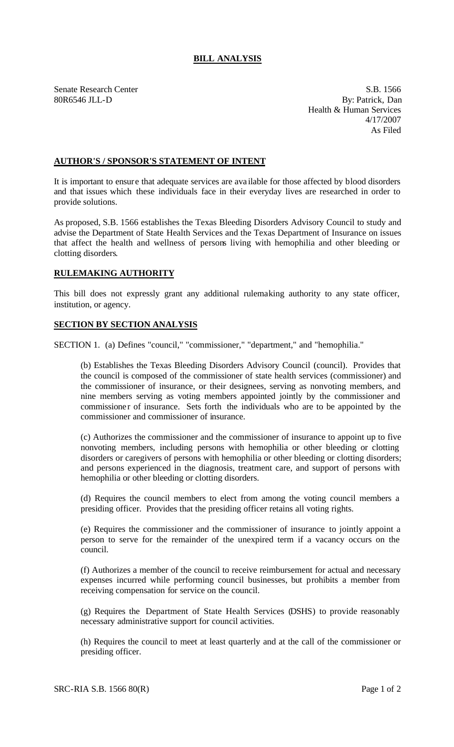# BILL ANALYSIS

Senate Research Center
80R6546 JLL-D

S.B. 1566
By: Patrick, Dan
Health & Human Services
4/17/2007
As Filed

## AUTHOR'S / SPONSOR'S STATEMENT OF INTENT

It is important to ensure that adequate services are available for those affected by blood disorders and that issues which these individuals face in their everyday lives are researched in order to provide solutions.

As proposed, S.B. 1566 establishes the Texas Bleeding Disorders Advisory Council to study and advise the Department of State Health Services and the Texas Department of Insurance on issues that affect the health and wellness of persons living with hemophilia and other bleeding or clotting disorders.

## RULEMAKING AUTHORITY

This bill does not expressly grant any additional rulemaking authority to any state officer, institution, or agency.

## SECTION BY SECTION ANALYSIS

SECTION 1. (a) Defines "council," "commissioner," "department," and "hemophilia."

(b) Establishes the Texas Bleeding Disorders Advisory Council (council). Provides that the council is composed of the commissioner of state health services (commissioner) and the commissioner of insurance, or their designees, serving as nonvoting members, and nine members serving as voting members appointed jointly by the commissioner and commissioner of insurance. Sets forth the individuals who are to be appointed by the commissioner and commissioner of insurance.

(c) Authorizes the commissioner and the commissioner of insurance to appoint up to five nonvoting members, including persons with hemophilia or other bleeding or clotting disorders or caregivers of persons with hemophilia or other bleeding or clotting disorders; and persons experienced in the diagnosis, treatment care, and support of persons with hemophilia or other bleeding or clotting disorders.

(d) Requires the council members to elect from among the voting council members a presiding officer. Provides that the presiding officer retains all voting rights.

(e) Requires the commissioner and the commissioner of insurance to jointly appoint a person to serve for the remainder of the unexpired term if a vacancy occurs on the council.

(f) Authorizes a member of the council to receive reimbursement for actual and necessary expenses incurred while performing council businesses, but prohibits a member from receiving compensation for service on the council.

(g) Requires the Department of State Health Services (DSHS) to provide reasonably necessary administrative support for council activities.

(h) Requires the council to meet at least quarterly and at the call of the commissioner or presiding officer.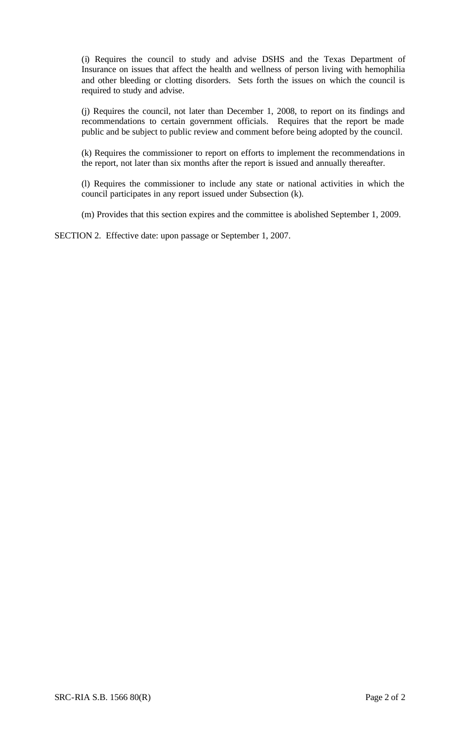(i) Requires the council to study and advise DSHS and the Texas Department of Insurance on issues that affect the health and wellness of person living with hemophilia and other bleeding or clotting disorders. Sets forth the issues on which the council is required to study and advise.

(j) Requires the council, not later than December 1, 2008, to report on its findings and recommendations to certain government officials. Requires that the report be made public and be subject to public review and comment before being adopted by the council.

(k) Requires the commissioner to report on efforts to implement the recommendations in the report, not later than six months after the report is issued and annually thereafter.

(l) Requires the commissioner to include any state or national activities in which the council participates in any report issued under Subsection (k).

(m) Provides that this section expires and the committee is abolished September 1, 2009.

SECTION 2. Effective date: upon passage or September 1, 2007.